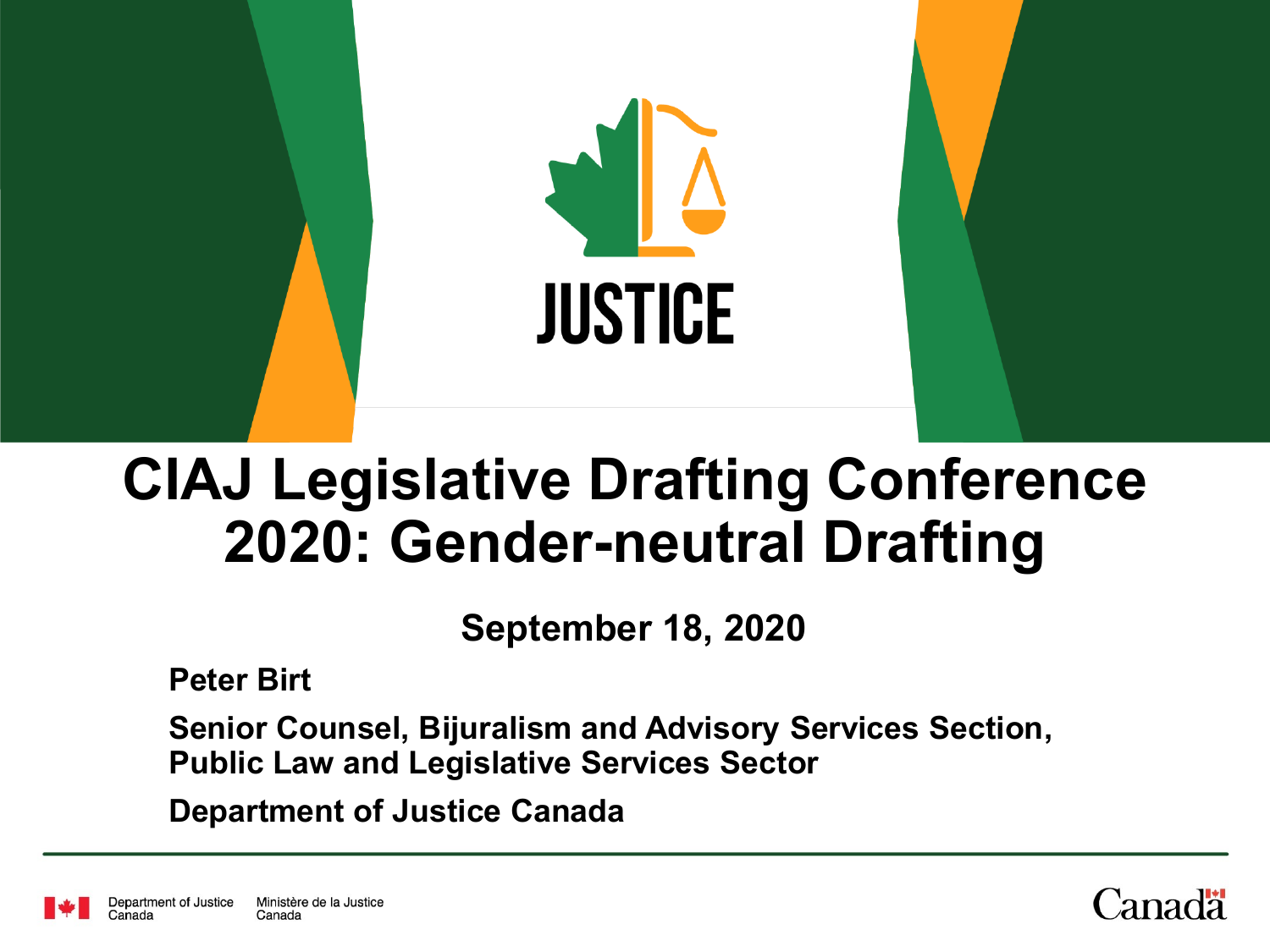JUSTICE

# CIAJ Legislative Drafting Conference 2020: Gender-neutral Drafting

**September 18, 2020**

**Peter Birt**

**Senior Counsel, Bijuralism and Advisory Services Section, Public Law and Legislative Services Sector**

**Department of Justice Canada**

Department of Justice Canada | Ministère de la Justice Canada

Canada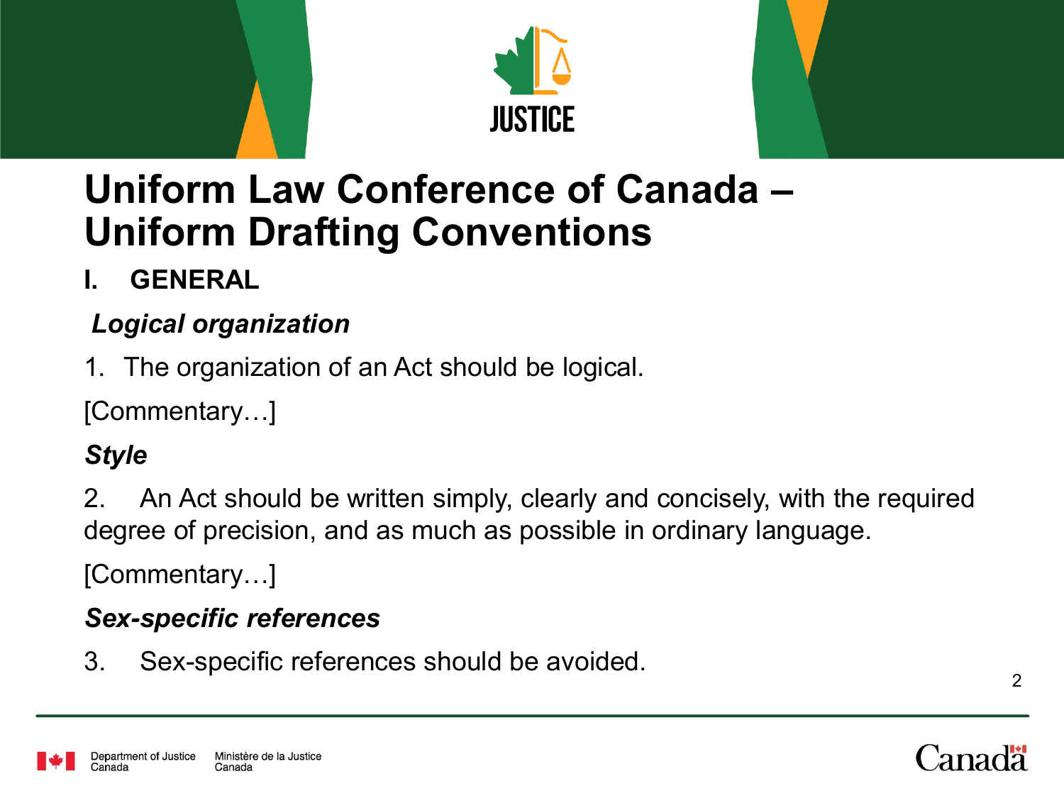# Uniform Law Conference of Canada – Uniform Drafting Conventions

## I. GENERAL

### *Logical organization*

1. The organization of an Act should be logical.

[Commentary…]

### *Style*

2. An Act should be written simply, clearly and concisely, with the required degree of precision, and as much as possible in ordinary language.

[Commentary…]

### *Sex-specific references*

3. Sex-specific references should be avoided.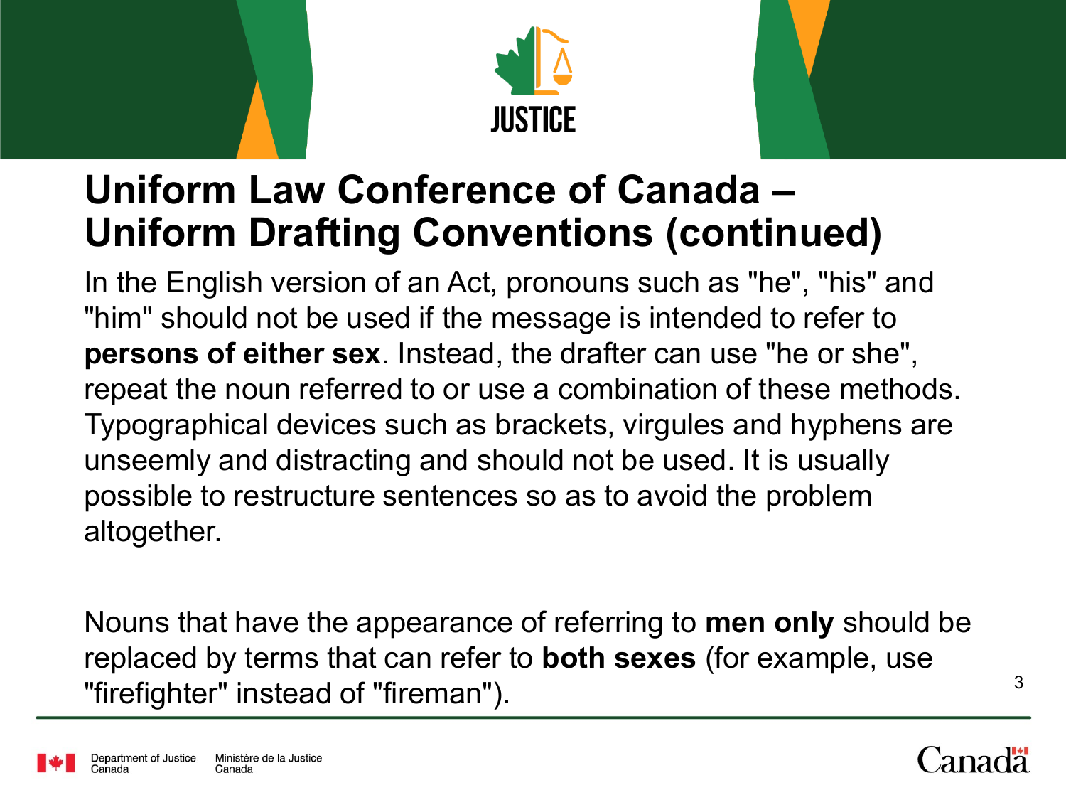# Uniform Law Conference of Canada – Uniform Drafting Conventions (continued)

In the English version of an Act, pronouns such as "he", "his" and "him" should not be used if the message is intended to refer to **persons of either sex**. Instead, the drafter can use "he or she", repeat the noun referred to or use a combination of these methods. Typographical devices such as brackets, virgules and hyphens are unseemly and distracting and should not be used. It is usually possible to restructure sentences so as to avoid the problem altogether.

Nouns that have the appearance of referring to **men only** should be replaced by terms that can refer to **both sexes** (for example, use "firefighter" instead of "fireman").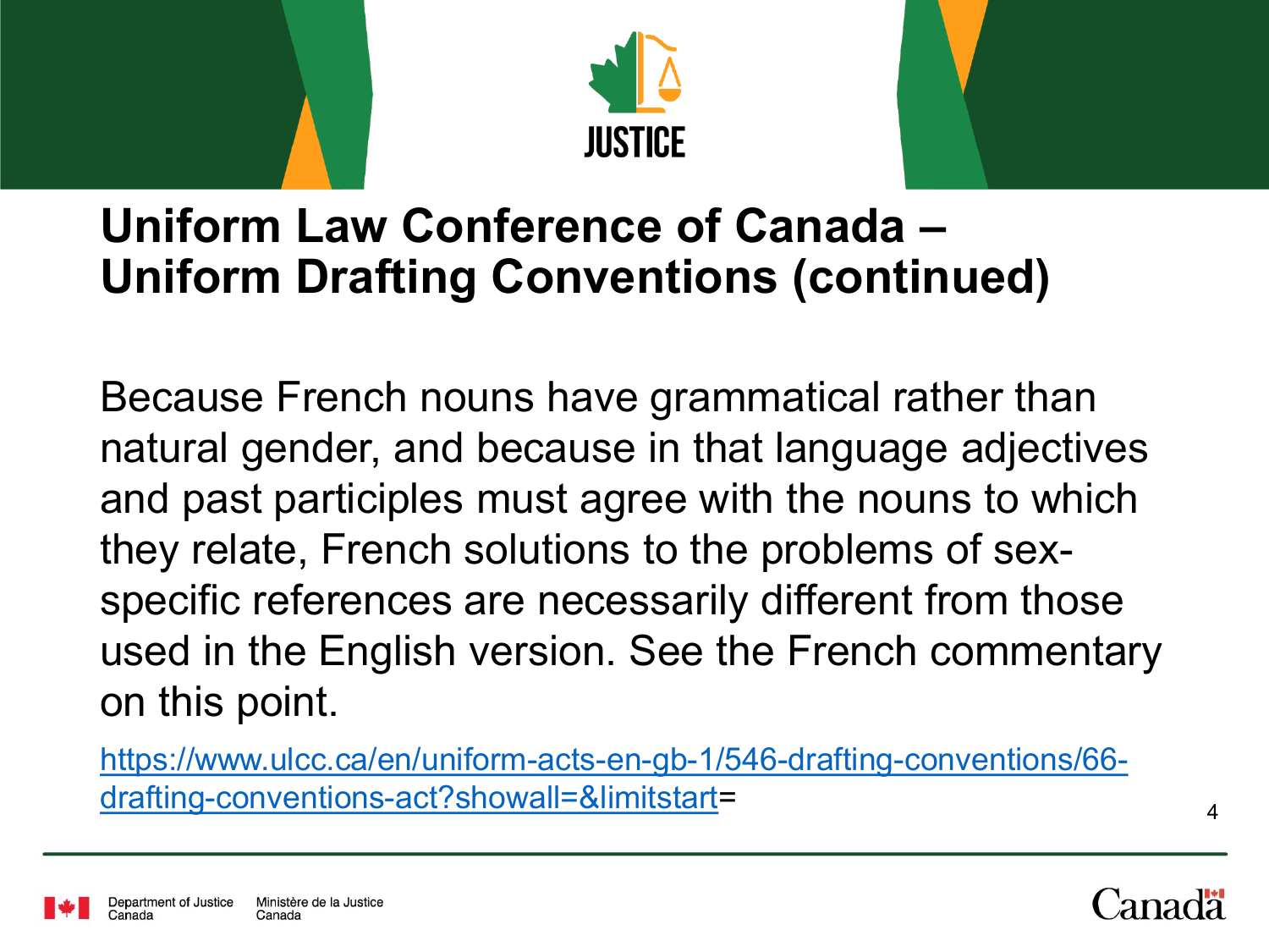# Uniform Law Conference of Canada – Uniform Drafting Conventions (continued)

Because French nouns have grammatical rather than natural gender, and because in that language adjectives and past participles must agree with the nouns to which they relate, French solutions to the problems of sex-specific references are necessarily different from those used in the English version. See the French commentary on this point.

[https://www.ulcc.ca/en/uniform-acts-en-gb-1/546-drafting-conventions/66-drafting-conventions-act?showall=&limitstart](https://www.ulcc.ca/en/uniform-acts-en-gb-1/546-drafting-conventions/66-drafting-conventions-act?showall=&limitstart)=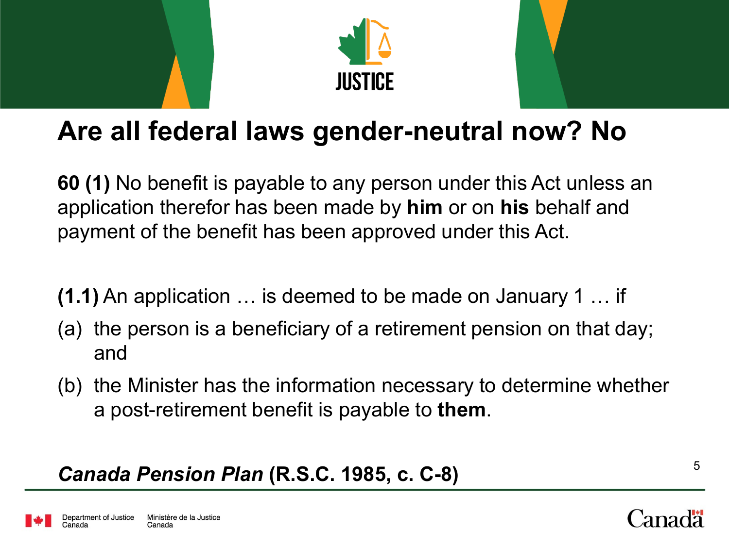# Are all federal laws gender-neutral now? No

**60 (1)** No benefit is payable to any person under this Act unless an application therefor has been made by **him** or on **his** behalf and payment of the benefit has been approved under this Act.

**(1.1)** An application … is deemed to be made on January 1 … if

(a) the person is a beneficiary of a retirement pension on that day; and

(b) the Minister has the information necessary to determine whether a post-retirement benefit is payable to **them**.

***Canada Pension Plan*** **(R.S.C. 1985, c. C-8)**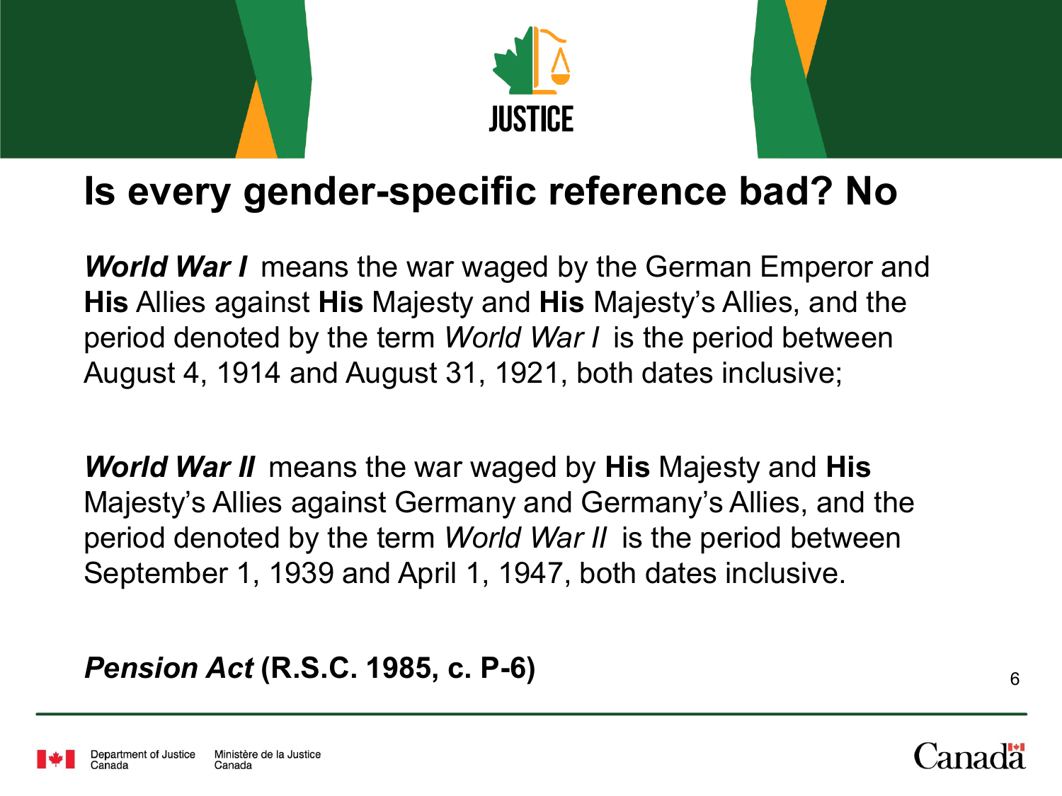# Is every gender-specific reference bad? No

***World War I*** means the war waged by the German Emperor and **His** Allies against **His** Majesty and **His** Majesty's Allies, and the period denoted by the term *World War I* is the period between August 4, 1914 and August 31, 1921, both dates inclusive;

***World War II*** means the war waged by **His** Majesty and **His** Majesty's Allies against Germany and Germany's Allies, and the period denoted by the term *World War II* is the period between September 1, 1939 and April 1, 1947, both dates inclusive.

***Pension Act* (R.S.C. 1985, c. P-6)**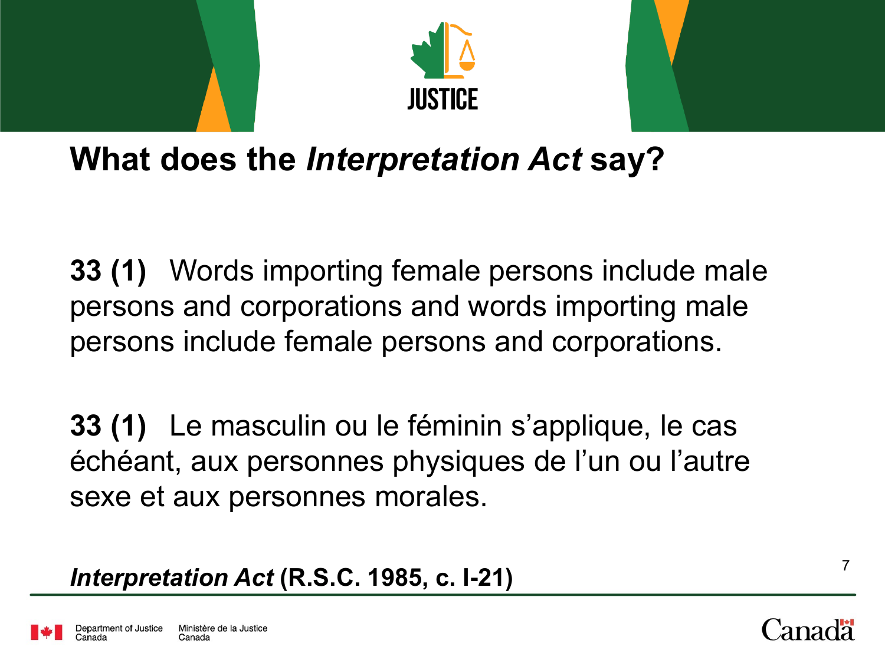# What does the *Interpretation Act* say?

**33 (1)** Words importing female persons include male persons and corporations and words importing male persons include female persons and corporations.

**33 (1)** Le masculin ou le féminin s'applique, le cas échéant, aux personnes physiques de l'un ou l'autre sexe et aux personnes morales.

***Interpretation Act* (R.S.C. 1985, c. I-21)**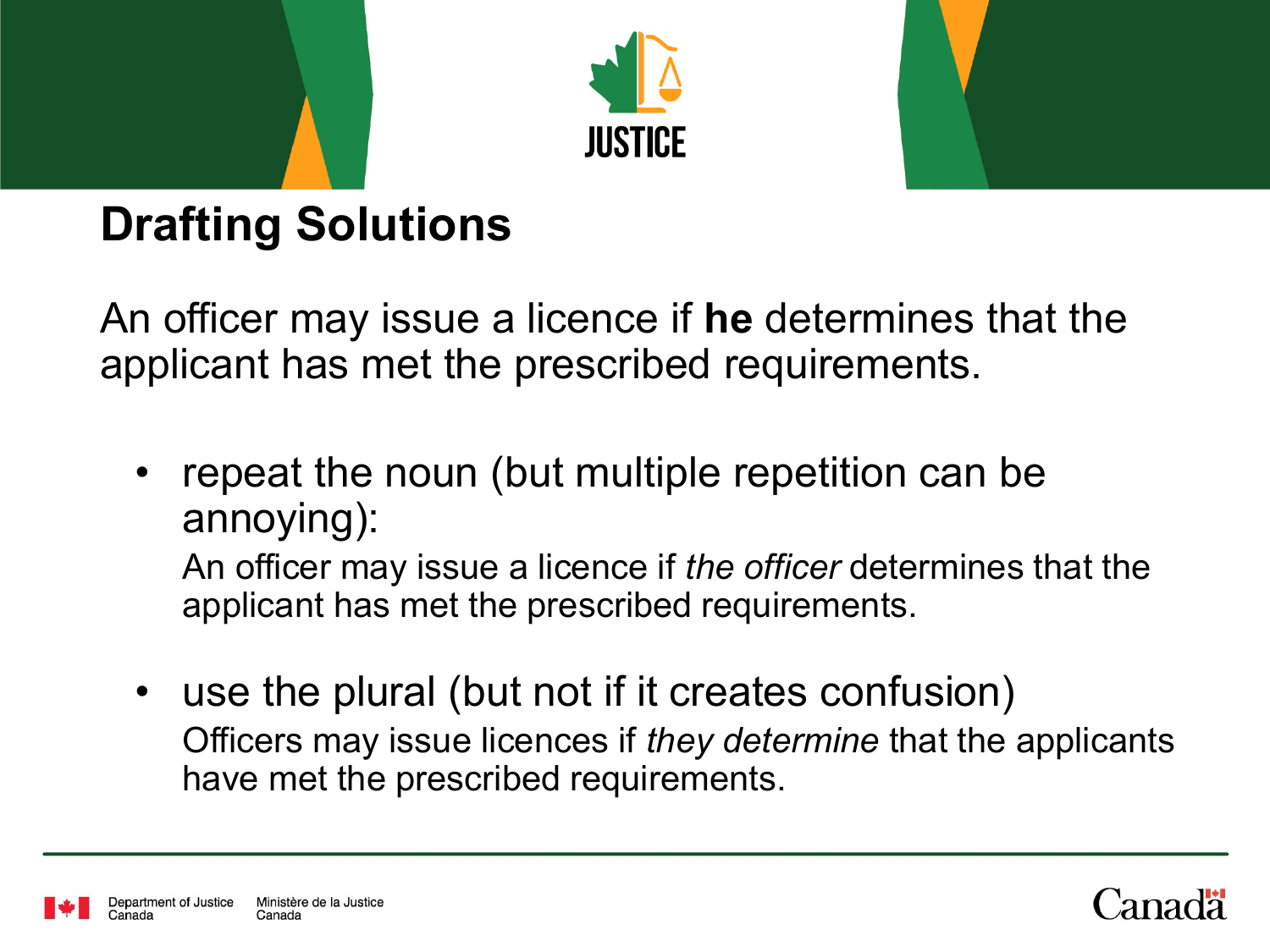# Drafting Solutions

An officer may issue a licence if **he** determines that the applicant has met the prescribed requirements.

- repeat the noun (but multiple repetition can be annoying):

  An officer may issue a licence if *the officer* determines that the applicant has met the prescribed requirements.

- use the plural (but not if it creates confusion)

  Officers may issue licences if *they determine* that the applicants have met the prescribed requirements.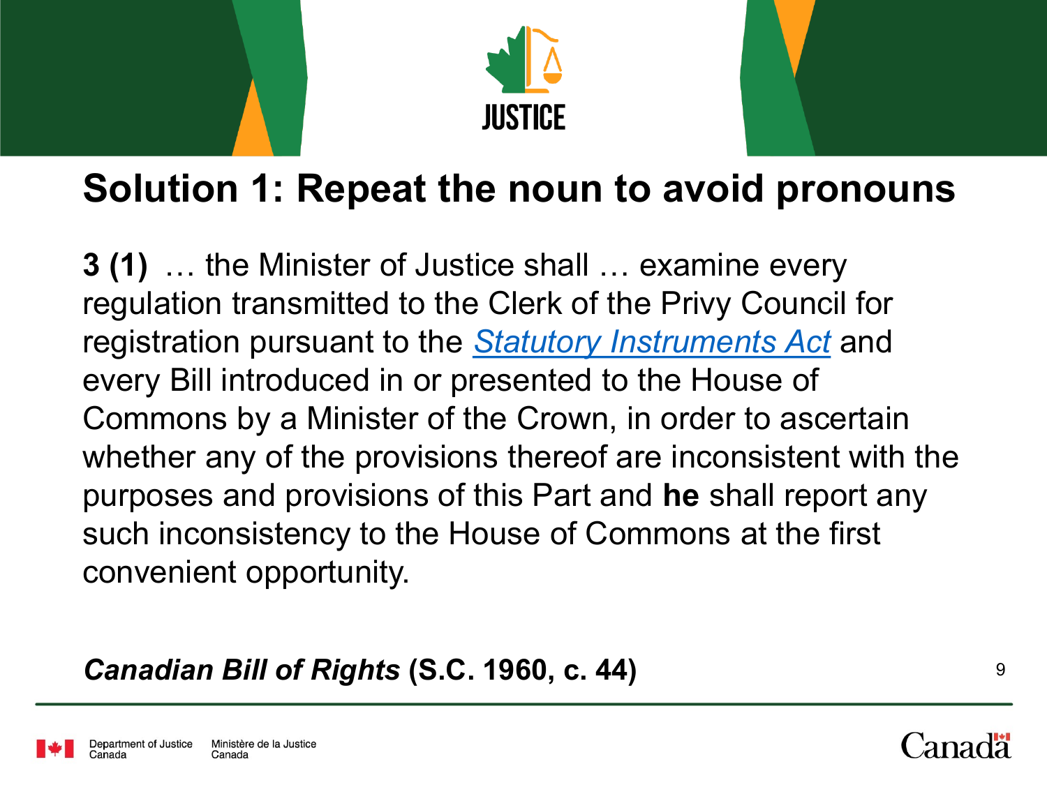# Solution 1: Repeat the noun to avoid pronouns

**3 (1)** … the Minister of Justice shall … examine every regulation transmitted to the Clerk of the Privy Council for registration pursuant to the *Statutory Instruments Act* and every Bill introduced in or presented to the House of Commons by a Minister of the Crown, in order to ascertain whether any of the provisions thereof are inconsistent with the purposes and provisions of this Part and **he** shall report any such inconsistency to the House of Commons at the first convenient opportunity.

***Canadian Bill of Rights* (S.C. 1960, c. 44)**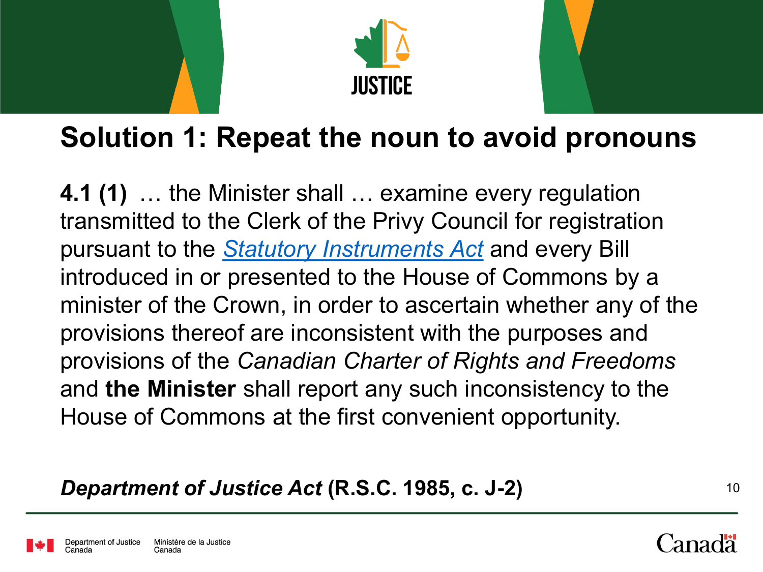## Solution 1: Repeat the noun to avoid pronouns

**4.1 (1)** … the Minister shall … examine every regulation transmitted to the Clerk of the Privy Council for registration pursuant to the *Statutory Instruments Act* and every Bill introduced in or presented to the House of Commons by a minister of the Crown, in order to ascertain whether any of the provisions thereof are inconsistent with the purposes and provisions of the *Canadian Charter of Rights and Freedoms* and **the Minister** shall report any such inconsistency to the House of Commons at the first convenient opportunity.

***Department of Justice Act*** **(R.S.C. 1985, c. J-2)**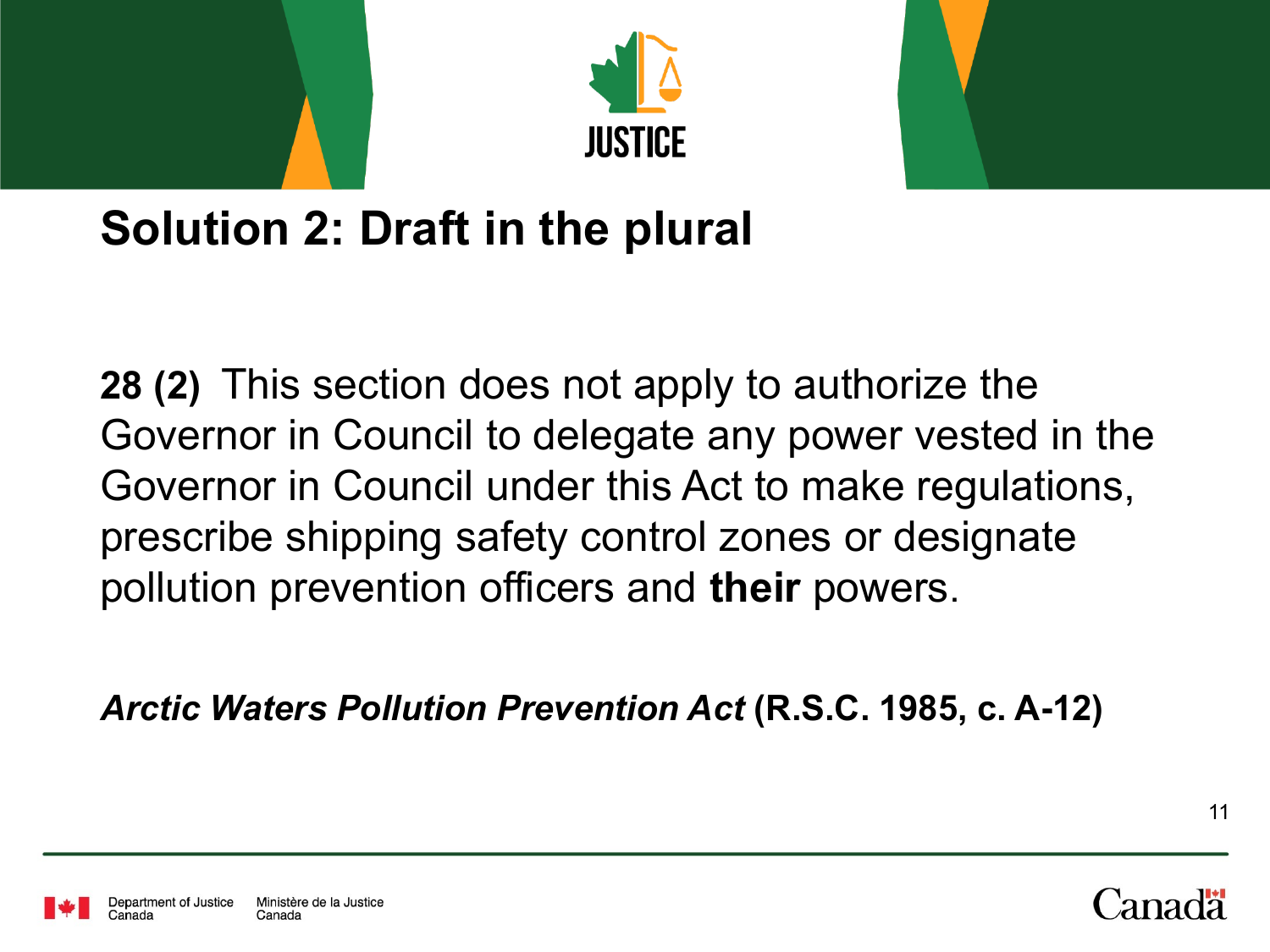## Solution 2: Draft in the plural

**28 (2)** This section does not apply to authorize the Governor in Council to delegate any power vested in the Governor in Council under this Act to make regulations, prescribe shipping safety control zones or designate pollution prevention officers and **their** powers.

***Arctic Waters Pollution Prevention Act* (R.S.C. 1985, c. A-12)**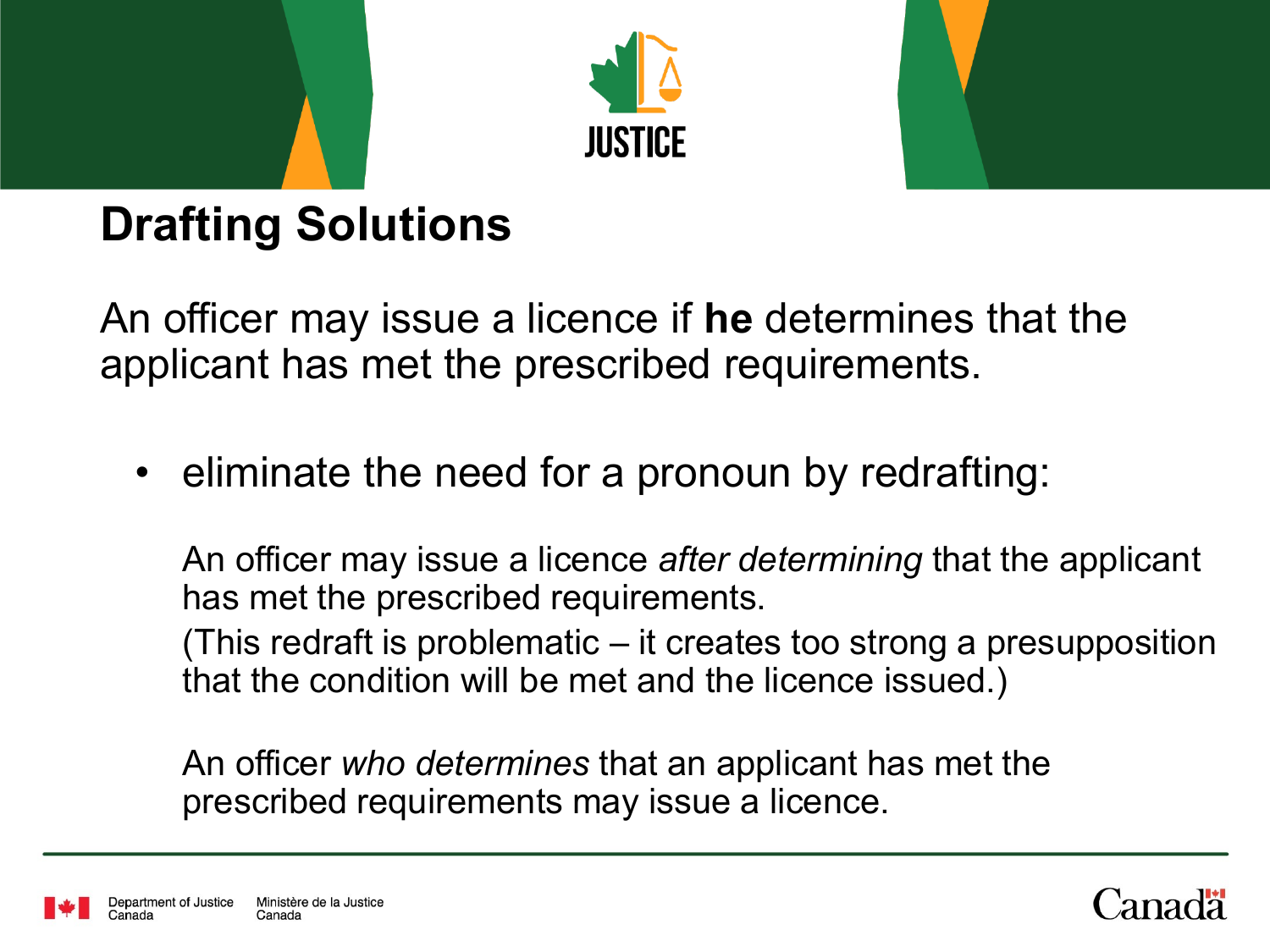# Drafting Solutions

An officer may issue a licence if **he** determines that the applicant has met the prescribed requirements.

- eliminate the need for a pronoun by redrafting:

  An officer may issue a licence *after determining* that the applicant has met the prescribed requirements.
  (This redraft is problematic – it creates too strong a presupposition that the condition will be met and the licence issued.)

  An officer *who determines* that an applicant has met the prescribed requirements may issue a licence.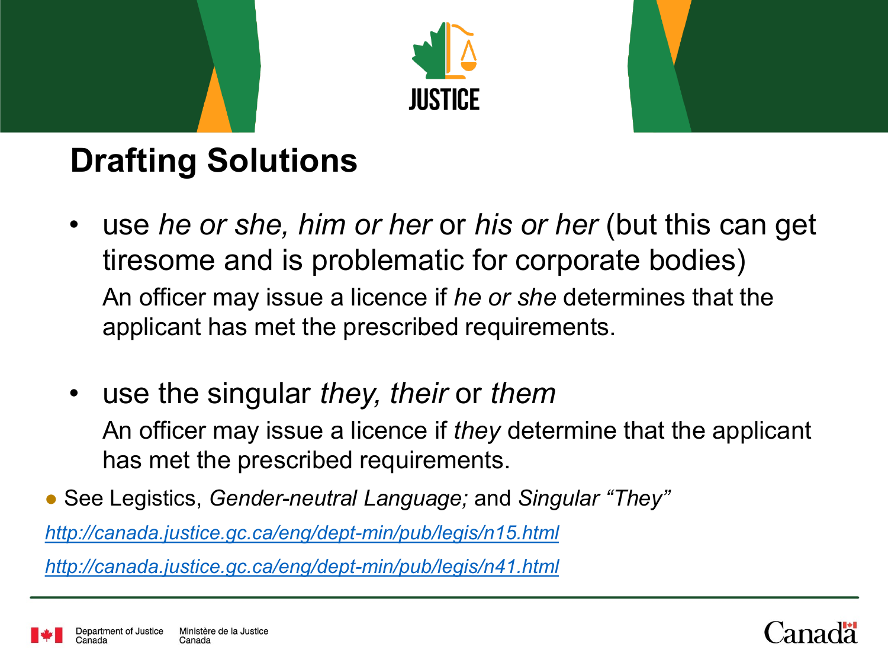## Drafting Solutions

- use *he or she, him or her* or *his or her* (but this can get tiresome and is problematic for corporate bodies)

  An officer may issue a licence if *he or she* determines that the applicant has met the prescribed requirements.

- use the singular *they, their* or *them*

  An officer may issue a licence if *they* determine that the applicant has met the prescribed requirements.

- See Legistics, *Gender-neutral Language;* and *Singular "They"*

http://canada.justice.gc.ca/eng/dept-min/pub/legis/n15.html

http://canada.justice.gc.ca/eng/dept-min/pub/legis/n41.html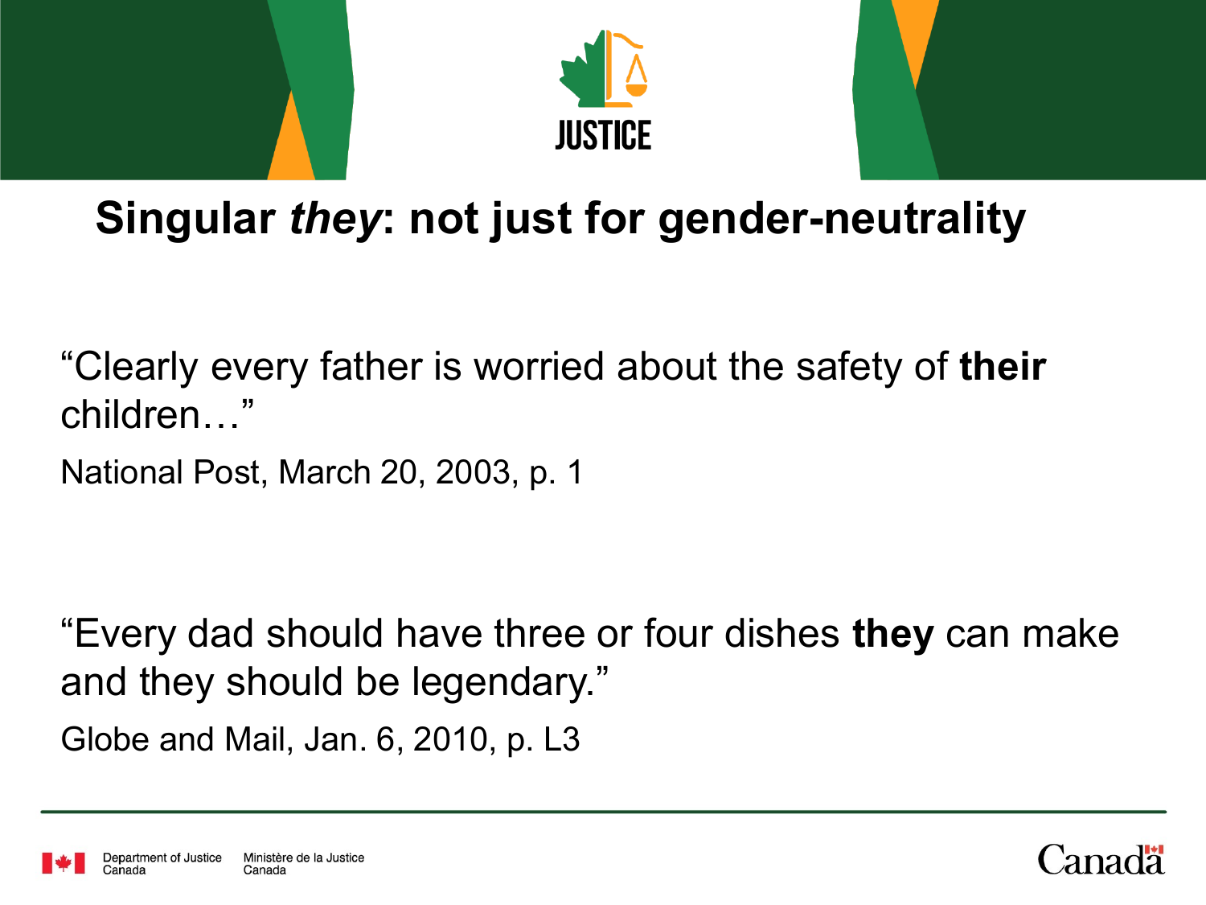# Singular *they*: not just for gender-neutrality

"Clearly every father is worried about the safety of **their** children…"

National Post, March 20, 2003, p. 1

"Every dad should have three or four dishes **they** can make and they should be legendary."

Globe and Mail, Jan. 6, 2010, p. L3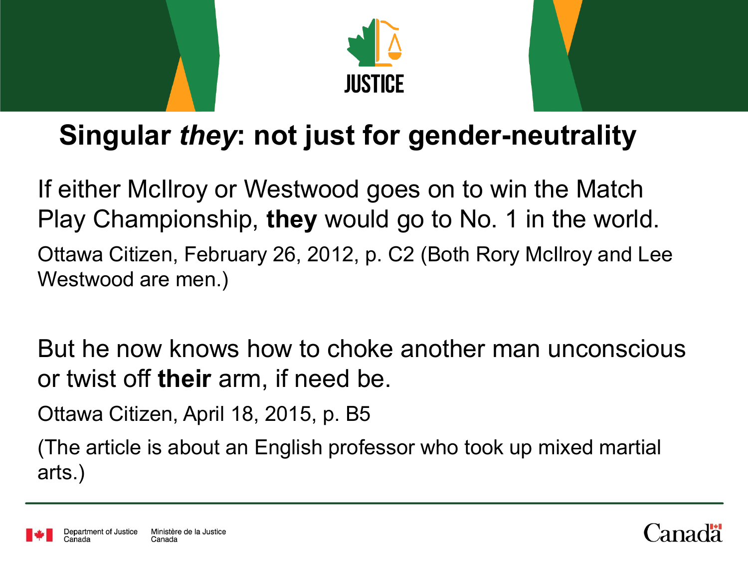# Singular *they*: not just for gender-neutrality

If either McIlroy or Westwood goes on to win the Match Play Championship, **they** would go to No. 1 in the world.

Ottawa Citizen, February 26, 2012, p. C2 (Both Rory McIlroy and Lee Westwood are men.)

But he now knows how to choke another man unconscious or twist off **their** arm, if need be.

Ottawa Citizen, April 18, 2015, p. B5

(The article is about an English professor who took up mixed martial arts.)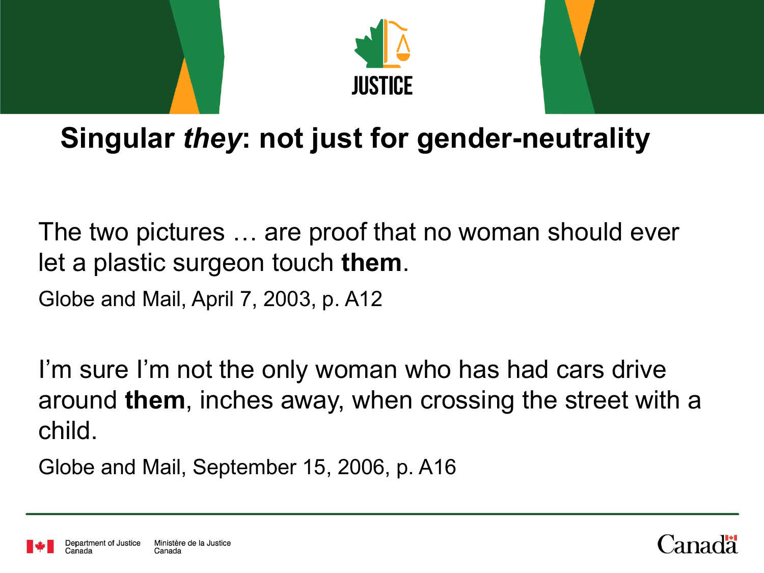## Singular *they*: not just for gender-neutrality

The two pictures … are proof that no woman should ever let a plastic surgeon touch **them**.

Globe and Mail, April 7, 2003, p. A12

I'm sure I'm not the only woman who has had cars drive around **them**, inches away, when crossing the street with a child.

Globe and Mail, September 15, 2006, p. A16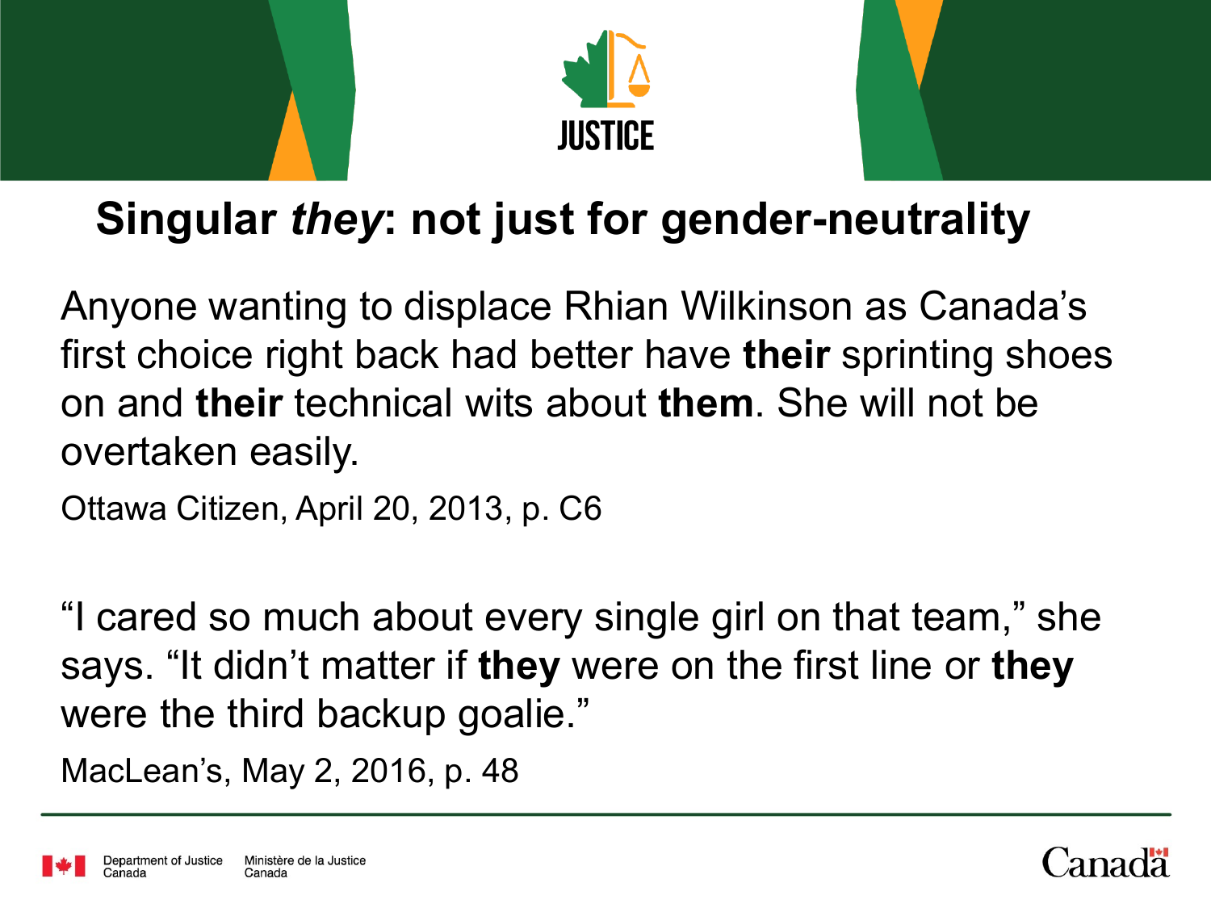# Singular *they*: not just for gender-neutrality

Anyone wanting to displace Rhian Wilkinson as Canada's first choice right back had better have **their** sprinting shoes on and **their** technical wits about **them**. She will not be overtaken easily.

Ottawa Citizen, April 20, 2013, p. C6

"I cared so much about every single girl on that team," she says. "It didn't matter if **they** were on the first line or **they** were the third backup goalie."

MacLean's, May 2, 2016, p. 48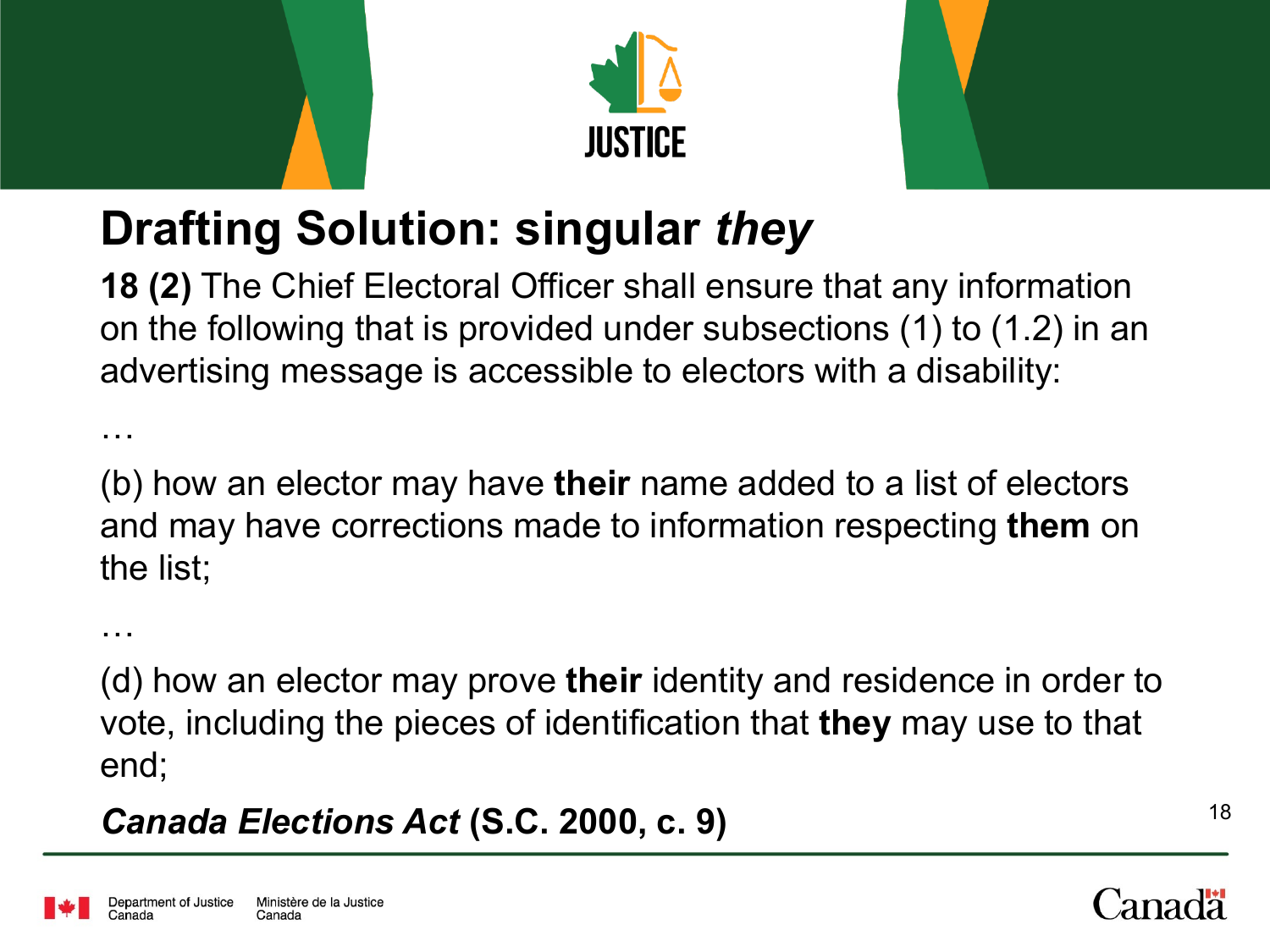## Drafting Solution: singular *they*

**18 (2)** The Chief Electoral Officer shall ensure that any information on the following that is provided under subsections (1) to (1.2) in an advertising message is accessible to electors with a disability:

…

(b) how an elector may have **their** name added to a list of electors and may have corrections made to information respecting **them** on the list;

…

(d) how an elector may prove **their** identity and residence in order to vote, including the pieces of identification that **they** may use to that end;

***Canada Elections Act* (S.C. 2000, c. 9)**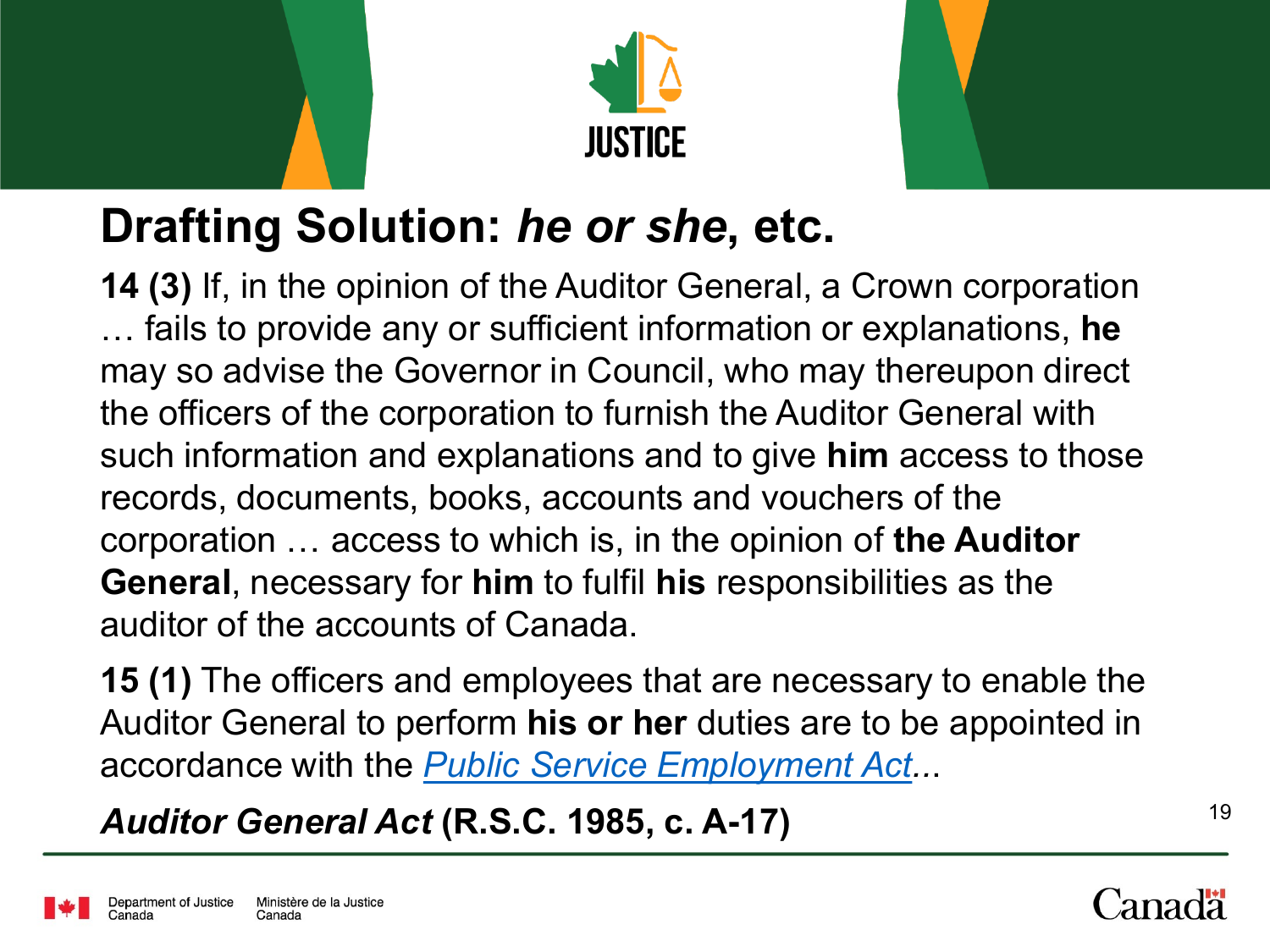# Drafting Solution: *he or she*, etc.

**14 (3)** If, in the opinion of the Auditor General, a Crown corporation … fails to provide any or sufficient information or explanations, **he** may so advise the Governor in Council, who may thereupon direct the officers of the corporation to furnish the Auditor General with such information and explanations and to give **him** access to those records, documents, books, accounts and vouchers of the corporation … access to which is, in the opinion of **the Auditor General**, necessary for **him** to fulfil **his** responsibilities as the auditor of the accounts of Canada.

**15 (1)** The officers and employees that are necessary to enable the Auditor General to perform **his or her** duties are to be appointed in accordance with the *Public Service Employment Act*...

***Auditor General Act* (R.S.C. 1985, c. A-17)**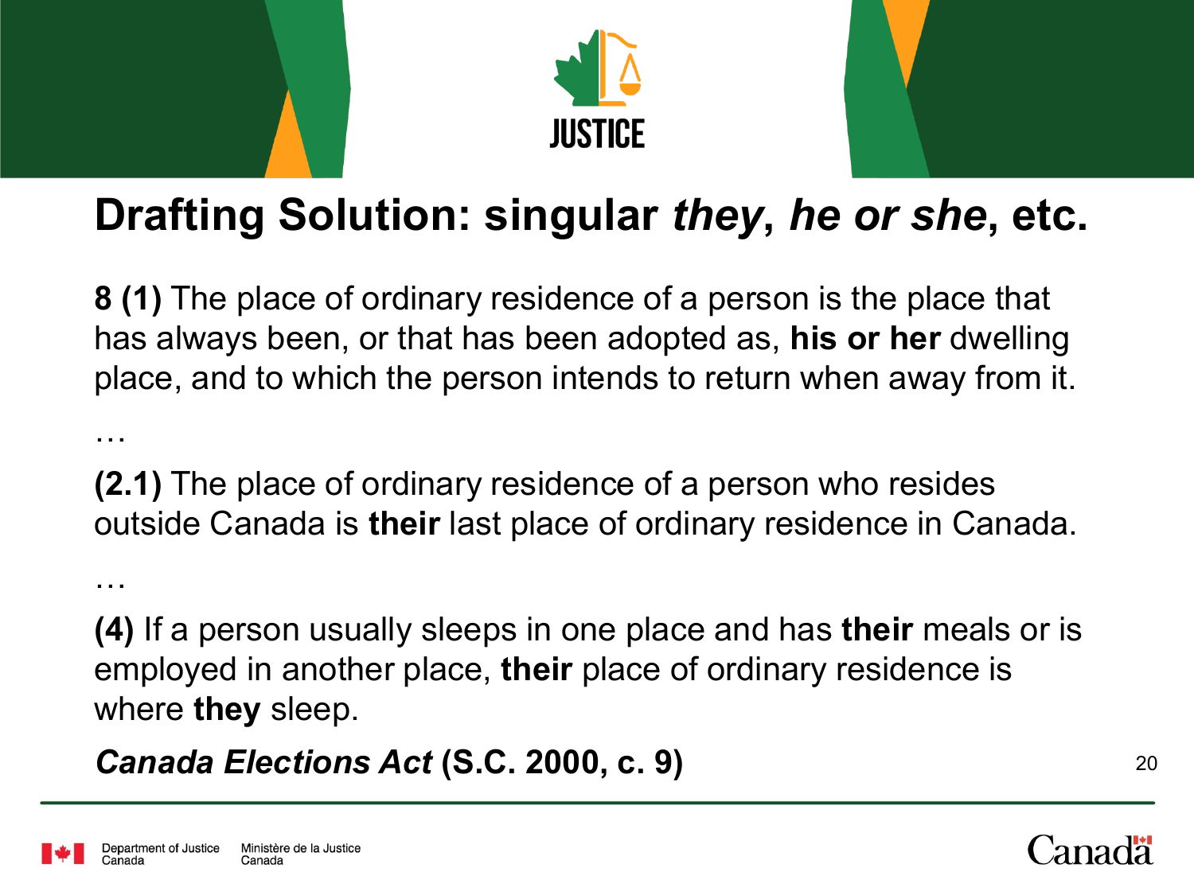# Drafting Solution: singular *they*, *he or she*, etc.

**8 (1)** The place of ordinary residence of a person is the place that has always been, or that has been adopted as, **his or her** dwelling place, and to which the person intends to return when away from it.

…

**(2.1)** The place of ordinary residence of a person who resides outside Canada is **their** last place of ordinary residence in Canada.

…

**(4)** If a person usually sleeps in one place and has **their** meals or is employed in another place, **their** place of ordinary residence is where **they** sleep.

***Canada Elections Act* (S.C. 2000, c. 9)**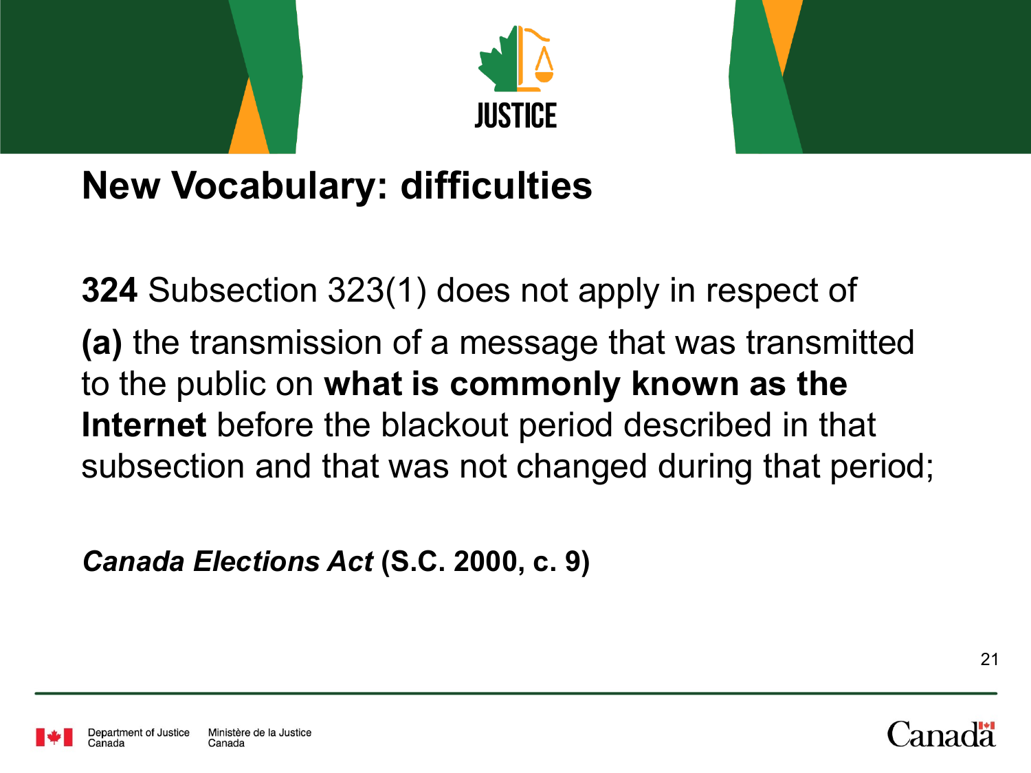## New Vocabulary: difficulties

**324** Subsection 323(1) does not apply in respect of

**(a)** the transmission of a message that was transmitted to the public on **what is commonly known as the Internet** before the blackout period described in that subsection and that was not changed during that period;

***Canada Elections Act* (S.C. 2000, c. 9)**